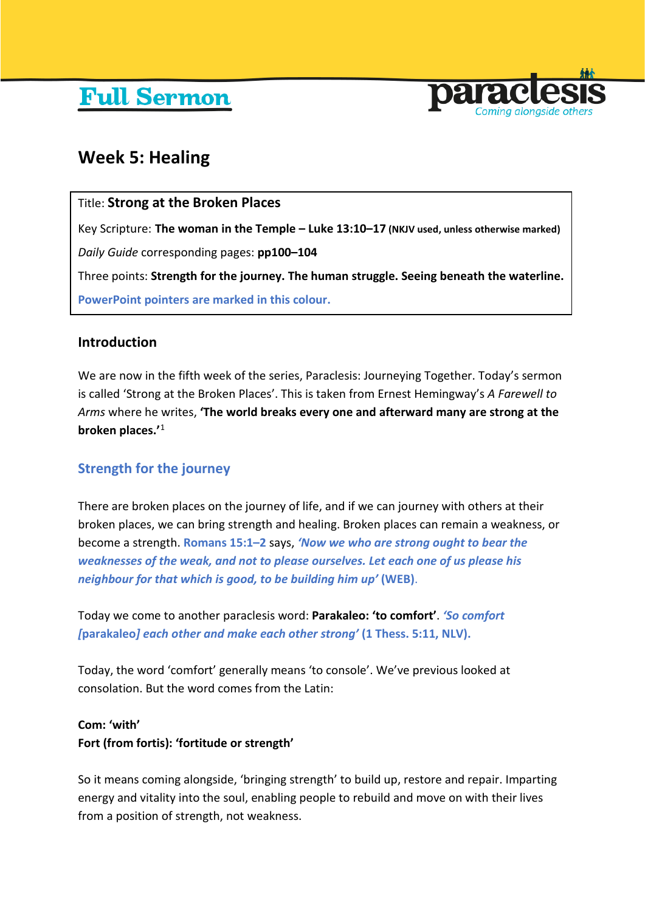# Full Sermon

paraclesis
Coming alongside others

## Week 5: Healing

Title: **Strong at the Broken Places**

Key Scripture: **The woman in the Temple – Luke 13:10–17 (NKJV used, unless otherwise marked)**

*Daily Guide* corresponding pages: **pp100–104**

Three points: **Strength for the journey. The human struggle. Seeing beneath the waterline.**

**PowerPoint pointers are marked in this colour.**

### Introduction

We are now in the fifth week of the series, Paraclesis: Journeying Together. Today's sermon is called 'Strong at the Broken Places'. This is taken from Ernest Hemingway's *A Farewell to Arms* where he writes, **'The world breaks every one and afterward many are strong at the broken places.'**[1]

### Strength for the journey

There are broken places on the journey of life, and if we can journey with others at their broken places, we can bring strength and healing. Broken places can remain a weakness, or become a strength. **Romans 15:1–2** says, ***'Now we who are strong ought to bear the weaknesses of the weak, and not to please ourselves. Let each one of us please his neighbour for that which is good, to be building him up'* (WEB)**.

Today we come to another paraclesis word: **Parakaleo: 'to comfort'**. ***'So comfort [parakaleo] each other and make each other strong'* (1 Thess. 5:11, NLV).**

Today, the word 'comfort' generally means 'to console'. We've previous looked at consolation. But the word comes from the Latin:

**Com: 'with'**
**Fort (from fortis): 'fortitude or strength'**

So it means coming alongside, 'bringing strength' to build up, restore and repair. Imparting energy and vitality into the soul, enabling people to rebuild and move on with their lives from a position of strength, not weakness.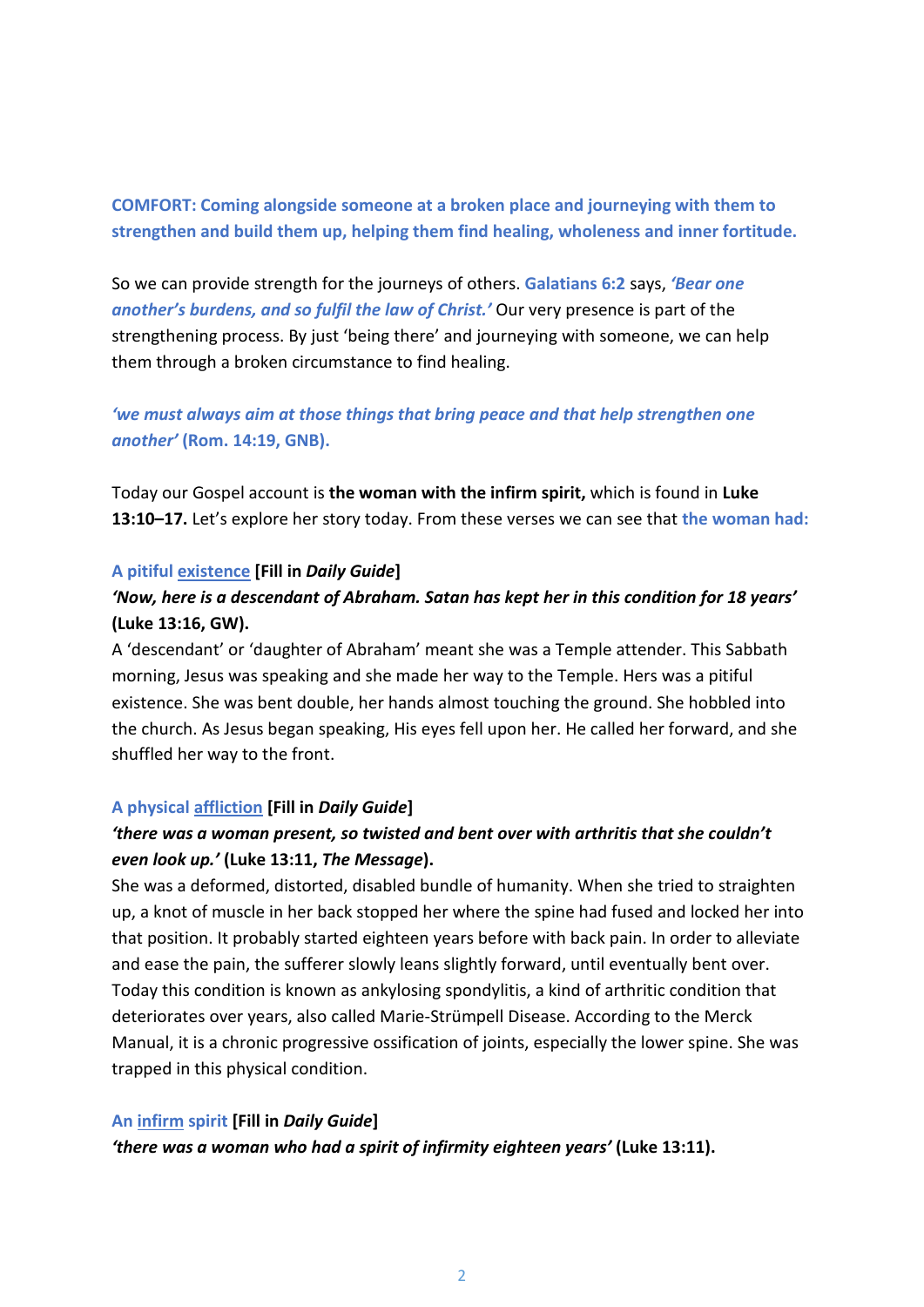**COMFORT: Coming alongside someone at a broken place and journeying with them to strengthen and build them up, helping them find healing, wholeness and inner fortitude.**

So we can provide strength for the journeys of others. **Galatians 6:2** says, ***'Bear one another's burdens, and so fulfil the law of Christ.'*** Our very presence is part of the strengthening process. By just 'being there' and journeying with someone, we can help them through a broken circumstance to find healing.

***'we must always aim at those things that bring peace and that help strengthen one another'*** **(Rom. 14:19, GNB).**

Today our Gospel account is **the woman with the infirm spirit,** which is found in **Luke 13:10–17.** Let's explore her story today. From these verses we can see that **the woman had:**

**A pitiful existence [Fill in *Daily Guide*]**

***'Now, here is a descendant of Abraham. Satan has kept her in this condition for 18 years'*** **(Luke 13:16, GW).**

A 'descendant' or 'daughter of Abraham' meant she was a Temple attender. This Sabbath morning, Jesus was speaking and she made her way to the Temple. Hers was a pitiful existence. She was bent double, her hands almost touching the ground. She hobbled into the church. As Jesus began speaking, His eyes fell upon her. He called her forward, and she shuffled her way to the front.

**A physical affliction [Fill in *Daily Guide*]**

***'there was a woman present, so twisted and bent over with arthritis that she couldn't even look up.'*** **(Luke 13:11, *The Message*).**

She was a deformed, distorted, disabled bundle of humanity. When she tried to straighten up, a knot of muscle in her back stopped her where the spine had fused and locked her into that position. It probably started eighteen years before with back pain. In order to alleviate and ease the pain, the sufferer slowly leans slightly forward, until eventually bent over. Today this condition is known as ankylosing spondylitis, a kind of arthritic condition that deteriorates over years, also called Marie-Strümpell Disease. According to the Merck Manual, it is a chronic progressive ossification of joints, especially the lower spine. She was trapped in this physical condition.

**An infirm spirit [Fill in *Daily Guide*]**

***'there was a woman who had a spirit of infirmity eighteen years'*** **(Luke 13:11).**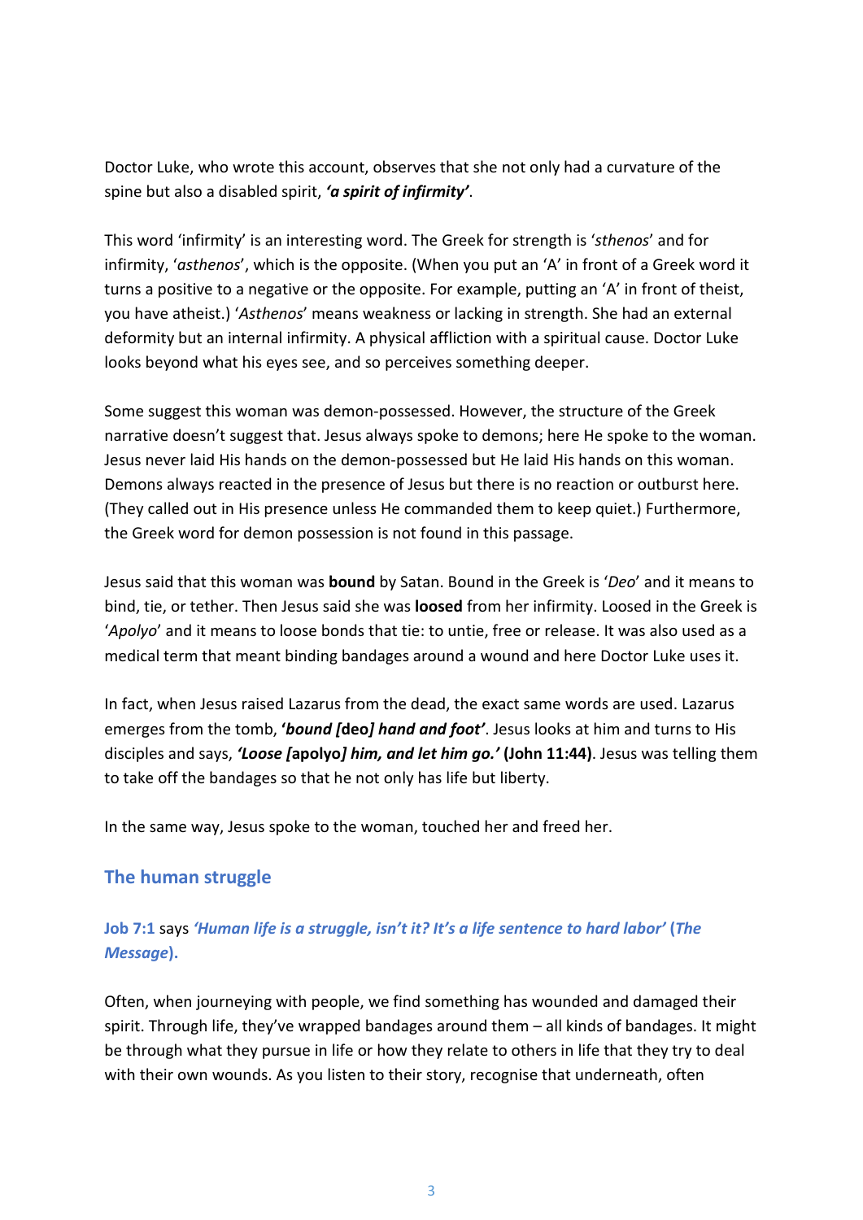Doctor Luke, who wrote this account, observes that she not only had a curvature of the spine but also a disabled spirit, ***'a spirit of infirmity'***.

This word 'infirmity' is an interesting word. The Greek for strength is '*sthenos*' and for infirmity, '*asthenos*', which is the opposite. (When you put an 'A' in front of a Greek word it turns a positive to a negative or the opposite. For example, putting an 'A' in front of theist, you have atheist.) '*Asthenos*' means weakness or lacking in strength. She had an external deformity but an internal infirmity. A physical affliction with a spiritual cause. Doctor Luke looks beyond what his eyes see, and so perceives something deeper.

Some suggest this woman was demon-possessed. However, the structure of the Greek narrative doesn't suggest that. Jesus always spoke to demons; here He spoke to the woman. Jesus never laid His hands on the demon-possessed but He laid His hands on this woman. Demons always reacted in the presence of Jesus but there is no reaction or outburst here. (They called out in His presence unless He commanded them to keep quiet.) Furthermore, the Greek word for demon possession is not found in this passage.

Jesus said that this woman was **bound** by Satan. Bound in the Greek is '*Deo*' and it means to bind, tie, or tether. Then Jesus said she was **loosed** from her infirmity. Loosed in the Greek is '*Apolyo*' and it means to loose bonds that tie: to untie, free or release. It was also used as a medical term that meant binding bandages around a wound and here Doctor Luke uses it.

In fact, when Jesus raised Lazarus from the dead, the exact same words are used. Lazarus emerges from the tomb, **'*bound [*deo*] hand and foot'***. Jesus looks at him and turns to His disciples and says, ***'Loose [*apolyo*] him, and let him go.'* (John 11:44)**. Jesus was telling them to take off the bandages so that he not only has life but liberty.

In the same way, Jesus spoke to the woman, touched her and freed her.

## The human struggle

### Job 7:1 says ***'Human life is a struggle, isn't it? It's a life sentence to hard labor'* (*The Message*).**

Often, when journeying with people, we find something has wounded and damaged their spirit. Through life, they've wrapped bandages around them – all kinds of bandages. It might be through what they pursue in life or how they relate to others in life that they try to deal with their own wounds. As you listen to their story, recognise that underneath, often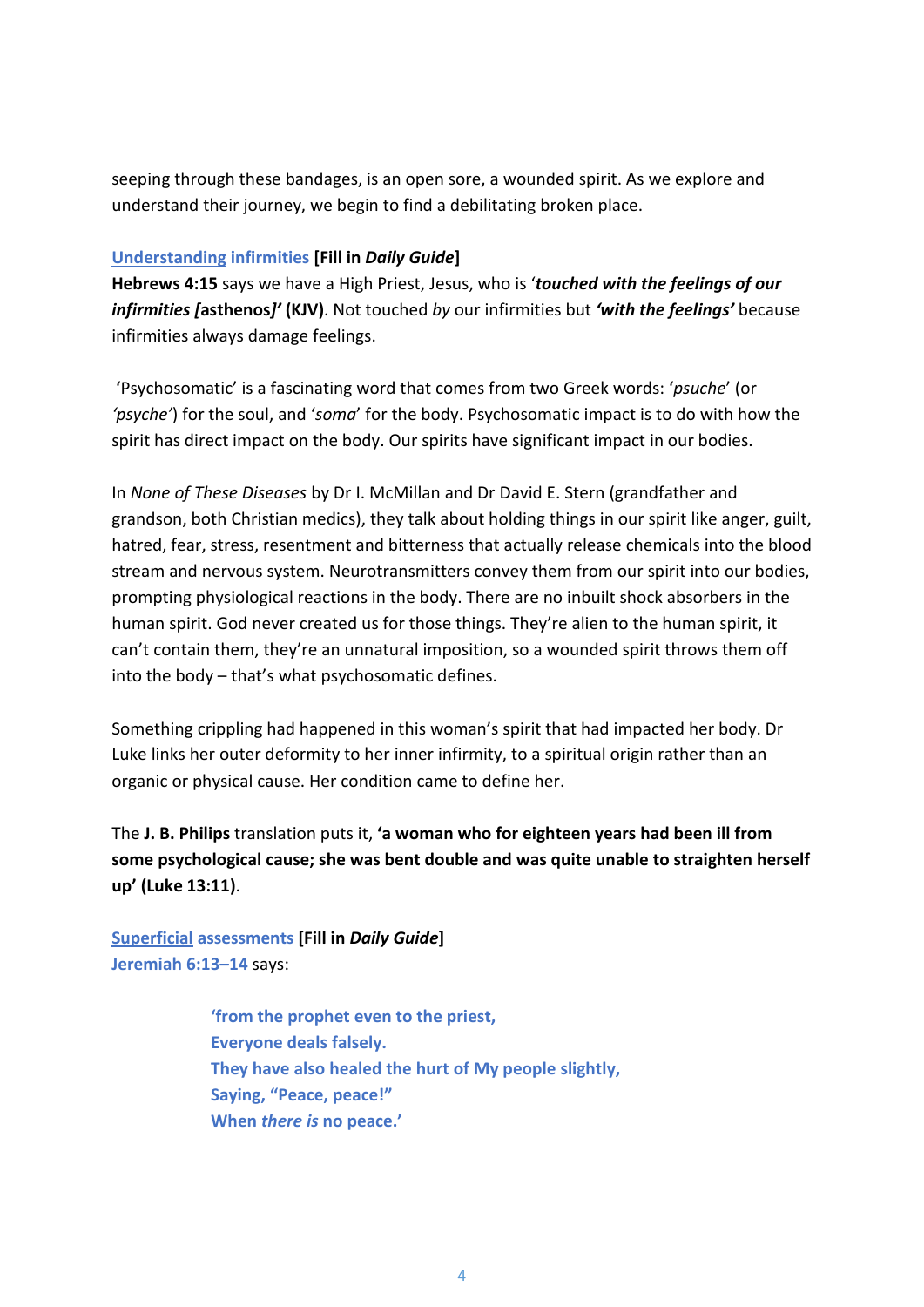seeping through these bandages, is an open sore, a wounded spirit. As we explore and understand their journey, we begin to find a debilitating broken place.

**Understanding infirmities [Fill in *Daily Guide*]**

**Hebrews 4:15** says we have a High Priest, Jesus, who is '***touched with the feelings of our infirmities [*****asthenos*****]' (KJV)**. Not touched *by* our infirmities but ***'with the feelings'*** because infirmities always damage feelings.

'Psychosomatic' is a fascinating word that comes from two Greek words: '*psuche*' (or *'psyche'*) for the soul, and '*soma*' for the body. Psychosomatic impact is to do with how the spirit has direct impact on the body. Our spirits have significant impact in our bodies.

In *None of These Diseases* by Dr I. McMillan and Dr David E. Stern (grandfather and grandson, both Christian medics), they talk about holding things in our spirit like anger, guilt, hatred, fear, stress, resentment and bitterness that actually release chemicals into the blood stream and nervous system. Neurotransmitters convey them from our spirit into our bodies, prompting physiological reactions in the body. There are no inbuilt shock absorbers in the human spirit. God never created us for those things. They're alien to the human spirit, it can't contain them, they're an unnatural imposition, so a wounded spirit throws them off into the body – that's what psychosomatic defines.

Something crippling had happened in this woman's spirit that had impacted her body. Dr Luke links her outer deformity to her inner infirmity, to a spiritual origin rather than an organic or physical cause. Her condition came to define her.

The **J. B. Philips** translation puts it, **'a woman who for eighteen years had been ill from some psychological cause; she was bent double and was quite unable to straighten herself up' (Luke 13:11)**.

**Superficial assessments [Fill in *Daily Guide*]**

**Jeremiah 6:13–14** says:

> **'from the prophet even to the priest,**
> **Everyone deals falsely.**
> **They have also healed the hurt of My people slightly,**
> **Saying, "Peace, peace!"**
> **When *there is* no peace.'**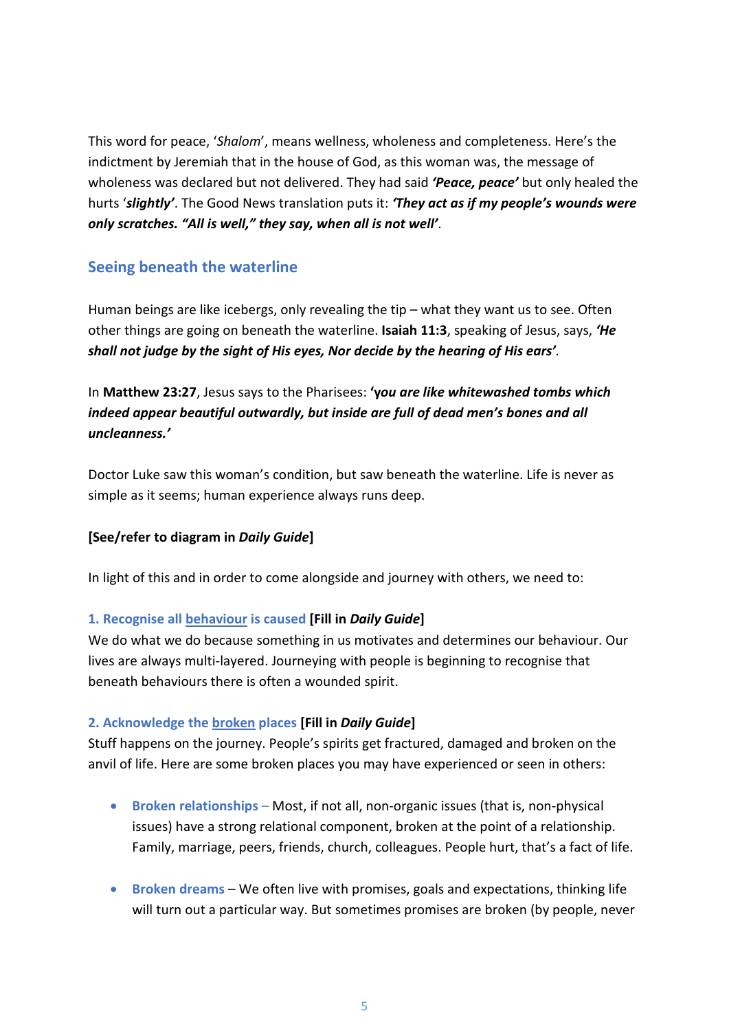This word for peace, '*Shalom*', means wellness, wholeness and completeness. Here's the indictment by Jeremiah that in the house of God, as this woman was, the message of wholeness was declared but not delivered. They had said ***'Peace, peace'*** but only healed the hurts '***slightly***'. The Good News translation puts it: ***'They act as if my people's wounds were only scratches. "All is well," they say, when all is not well'***.

## Seeing beneath the waterline

Human beings are like icebergs, only revealing the tip – what they want us to see. Often other things are going on beneath the waterline. **Isaiah 11:3**, speaking of Jesus, says, ***'He shall not judge by the sight of His eyes, Nor decide by the hearing of His ears'***.

In **Matthew 23:27**, Jesus says to the Pharisees: **'*you are like whitewashed tombs which indeed appear beautiful outwardly, but inside are full of dead men's bones and all uncleanness.'***

Doctor Luke saw this woman's condition, but saw beneath the waterline. Life is never as simple as it seems; human experience always runs deep.

**[See/refer to diagram in *Daily Guide*]**

In light of this and in order to come alongside and journey with others, we need to:

### 1. Recognise all <u>behaviour</u> is caused **[Fill in *Daily Guide*]**

We do what we do because something in us motivates and determines our behaviour. Our lives are always multi-layered. Journeying with people is beginning to recognise that beneath behaviours there is often a wounded spirit.

### 2. Acknowledge the <u>broken</u> places **[Fill in *Daily Guide*]**

Stuff happens on the journey. People's spirits get fractured, damaged and broken on the anvil of life. Here are some broken places you may have experienced or seen in others:

- **Broken relationships** – Most, if not all, non-organic issues (that is, non-physical issues) have a strong relational component, broken at the point of a relationship. Family, marriage, peers, friends, church, colleagues. People hurt, that's a fact of life.

- **Broken dreams** – We often live with promises, goals and expectations, thinking life will turn out a particular way. But sometimes promises are broken (by people, never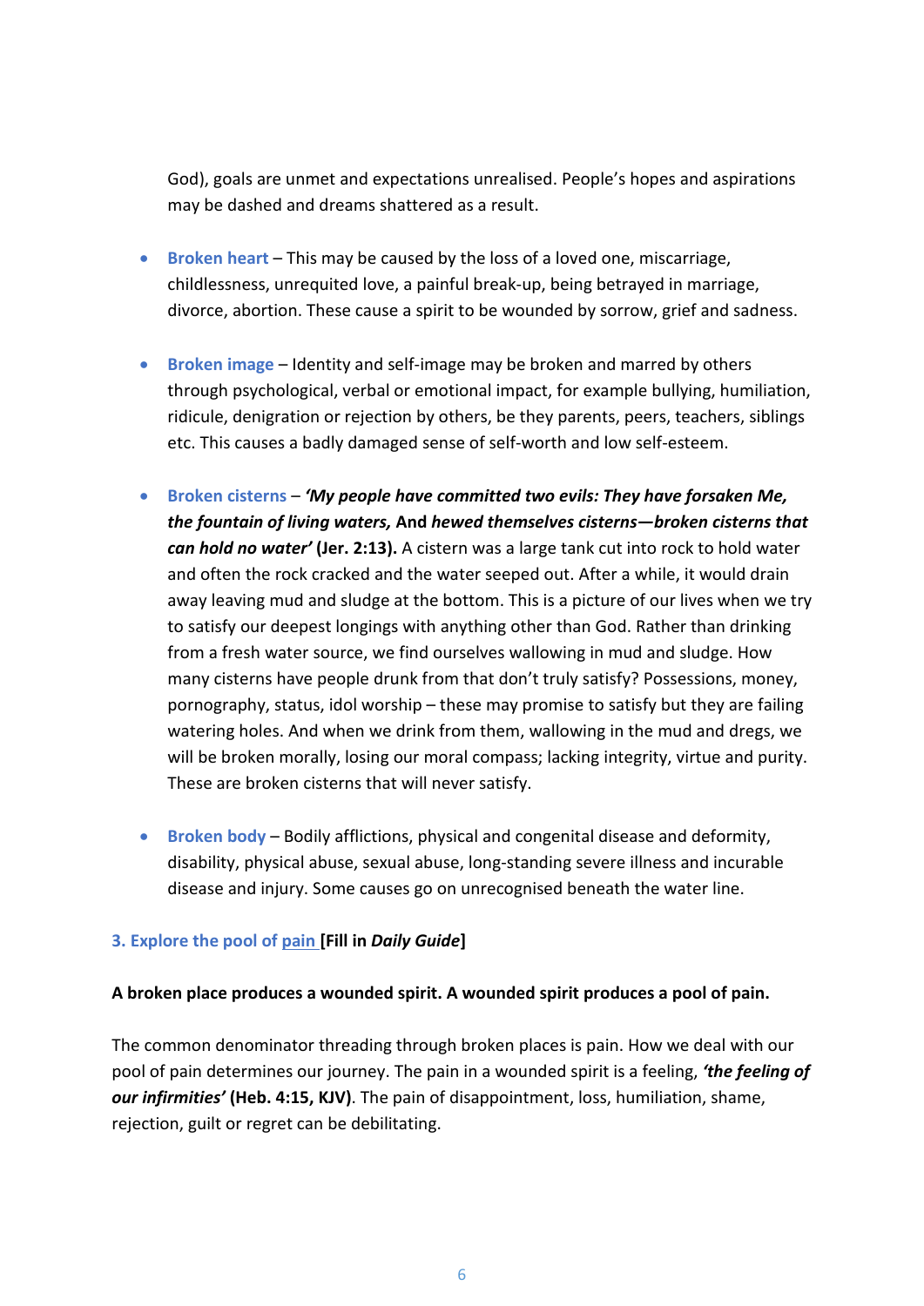God), goals are unmet and expectations unrealised. People's hopes and aspirations may be dashed and dreams shattered as a result.

- **Broken heart** – This may be caused by the loss of a loved one, miscarriage, childlessness, unrequited love, a painful break-up, being betrayed in marriage, divorce, abortion. These cause a spirit to be wounded by sorrow, grief and sadness.

- **Broken image** – Identity and self-image may be broken and marred by others through psychological, verbal or emotional impact, for example bullying, humiliation, ridicule, denigration or rejection by others, be they parents, peers, teachers, siblings etc. This causes a badly damaged sense of self-worth and low self-esteem.

- **Broken cisterns** – ***'My people have committed two evils: They have forsaken Me, the fountain of living waters,* And *hewed themselves cisterns—broken cisterns that can hold no water'* (Jer. 2:13).** A cistern was a large tank cut into rock to hold water and often the rock cracked and the water seeped out. After a while, it would drain away leaving mud and sludge at the bottom. This is a picture of our lives when we try to satisfy our deepest longings with anything other than God. Rather than drinking from a fresh water source, we find ourselves wallowing in mud and sludge. How many cisterns have people drunk from that don't truly satisfy? Possessions, money, pornography, status, idol worship – these may promise to satisfy but they are failing watering holes. And when we drink from them, wallowing in the mud and dregs, we will be broken morally, losing our moral compass; lacking integrity, virtue and purity. These are broken cisterns that will never satisfy.

- **Broken body** – Bodily afflictions, physical and congenital disease and deformity, disability, physical abuse, sexual abuse, long-standing severe illness and incurable disease and injury. Some causes go on unrecognised beneath the water line.

### 3. Explore the pool of pain [Fill in *Daily Guide*]

**A broken place produces a wounded spirit. A wounded spirit produces a pool of pain.**

The common denominator threading through broken places is pain. How we deal with our pool of pain determines our journey. The pain in a wounded spirit is a feeling, ***'the feeling of our infirmities'* (Heb. 4:15, KJV)**. The pain of disappointment, loss, humiliation, shame, rejection, guilt or regret can be debilitating.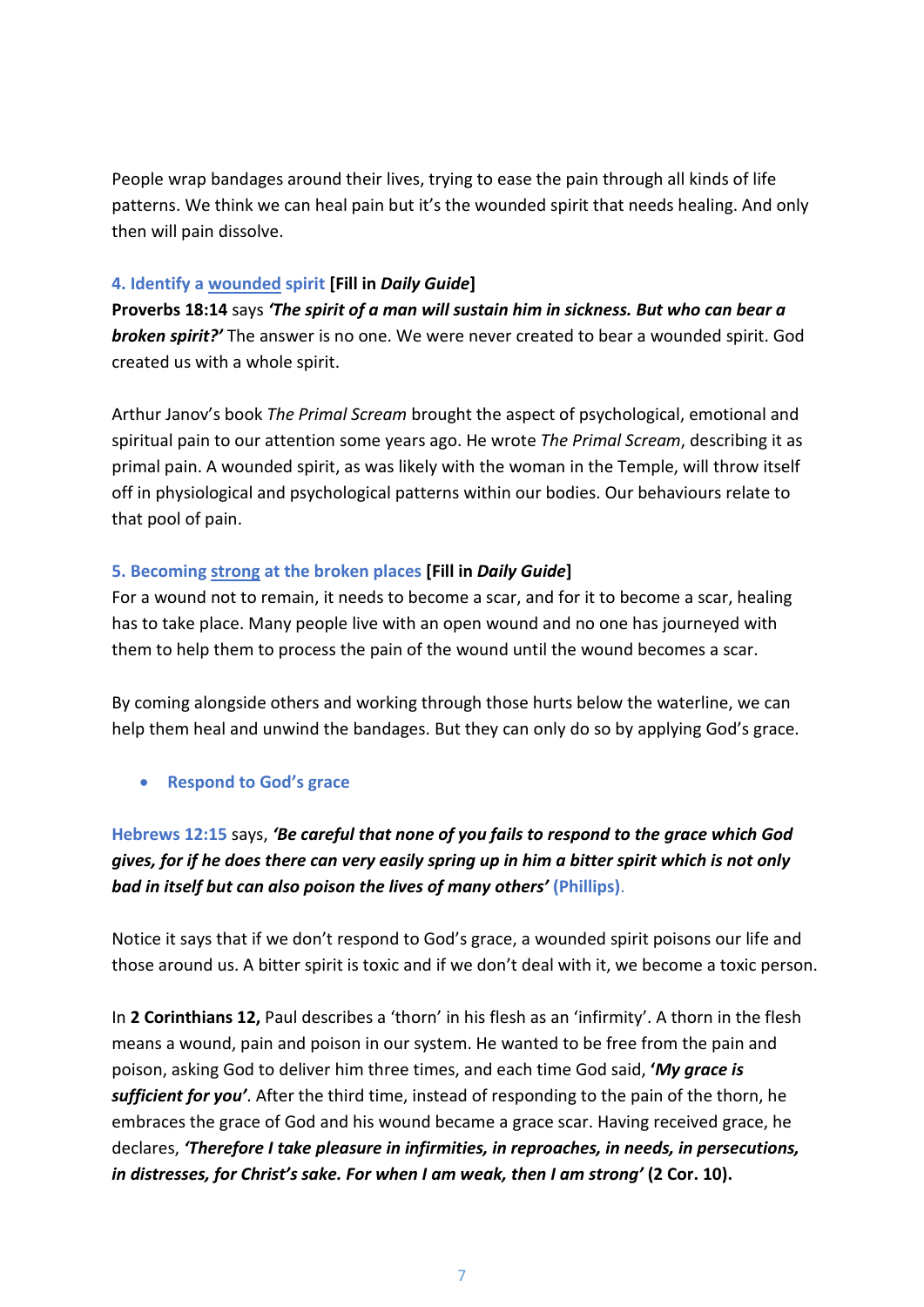People wrap bandages around their lives, trying to ease the pain through all kinds of life patterns. We think we can heal pain but it's the wounded spirit that needs healing. And only then will pain dissolve.

### 4. Identify a wounded spirit **[Fill in *Daily Guide*]**

**Proverbs 18:14** says ***'The spirit of a man will sustain him in sickness. But who can bear a broken spirit?'*** The answer is no one. We were never created to bear a wounded spirit. God created us with a whole spirit.

Arthur Janov's book *The Primal Scream* brought the aspect of psychological, emotional and spiritual pain to our attention some years ago. He wrote *The Primal Scream*, describing it as primal pain. A wounded spirit, as was likely with the woman in the Temple, will throw itself off in physiological and psychological patterns within our bodies. Our behaviours relate to that pool of pain.

### 5. Becoming strong at the broken places **[Fill in *Daily Guide*]**

For a wound not to remain, it needs to become a scar, and for it to become a scar, healing has to take place. Many people live with an open wound and no one has journeyed with them to help them to process the pain of the wound until the wound becomes a scar.

By coming alongside others and working through those hurts below the waterline, we can help them heal and unwind the bandages. But they can only do so by applying God's grace.

- **Respond to God's grace**

**Hebrews 12:15** says, ***'Be careful that none of you fails to respond to the grace which God gives, for if he does there can very easily spring up in him a bitter spirit which is not only bad in itself but can also poison the lives of many others'*** **(Phillips)**.

Notice it says that if we don't respond to God's grace, a wounded spirit poisons our life and those around us. A bitter spirit is toxic and if we don't deal with it, we become a toxic person.

In **2 Corinthians 12,** Paul describes a 'thorn' in his flesh as an 'infirmity'. A thorn in the flesh means a wound, pain and poison in our system. He wanted to be free from the pain and poison, asking God to deliver him three times, and each time God said, ***'My grace is sufficient for you'***. After the third time, instead of responding to the pain of the thorn, he embraces the grace of God and his wound became a grace scar. Having received grace, he declares, ***'Therefore I take pleasure in infirmities, in reproaches, in needs, in persecutions, in distresses, for Christ's sake. For when I am weak, then I am strong'*** **(2 Cor. 10).**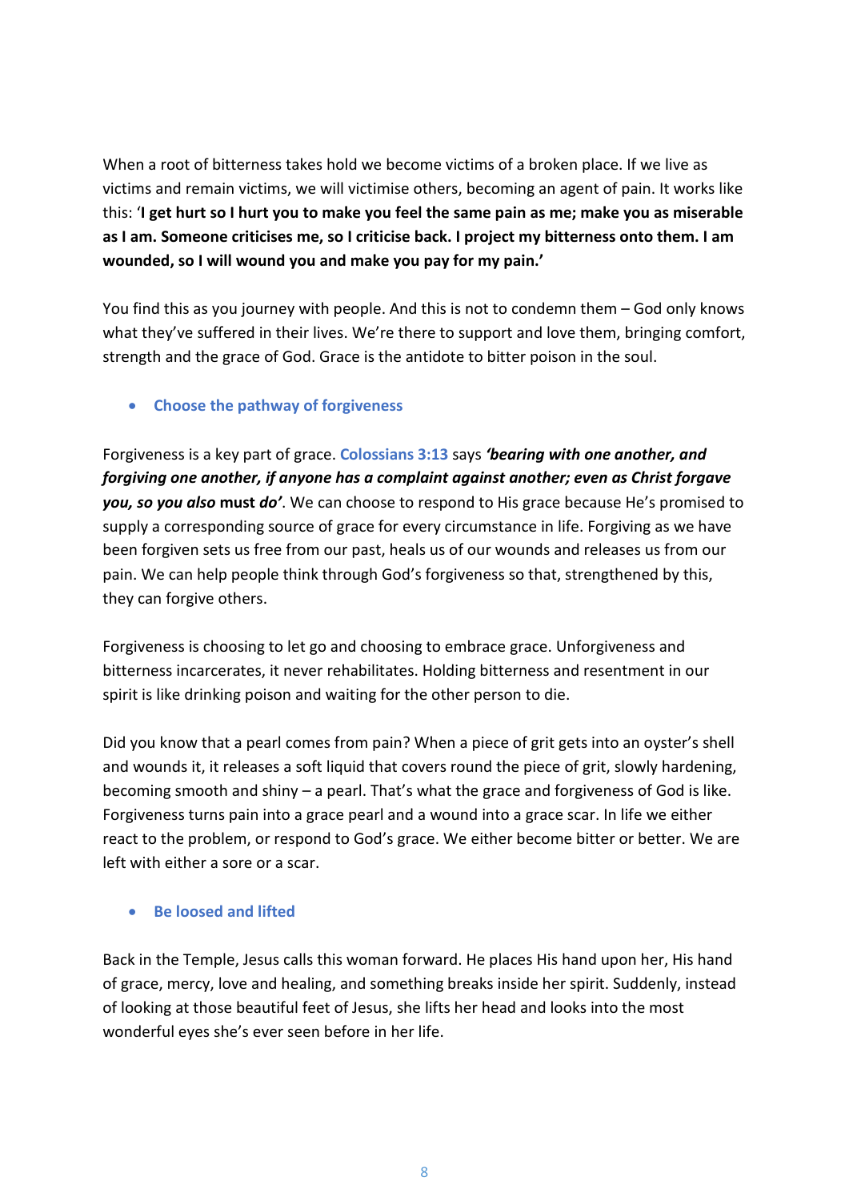When a root of bitterness takes hold we become victims of a broken place. If we live as victims and remain victims, we will victimise others, becoming an agent of pain. It works like this: '**I get hurt so I hurt you to make you feel the same pain as me; make you as miserable as I am. Someone criticises me, so I criticise back. I project my bitterness onto them. I am wounded, so I will wound you and make you pay for my pain.'**

You find this as you journey with people. And this is not to condemn them – God only knows what they've suffered in their lives. We're there to support and love them, bringing comfort, strength and the grace of God. Grace is the antidote to bitter poison in the soul.

- **Choose the pathway of forgiveness**

Forgiveness is a key part of grace. **Colossians 3:13** says ***'bearing with one another, and forgiving one another, if anyone has a complaint against another; even as Christ forgave you, so you also* must *do'***. We can choose to respond to His grace because He's promised to supply a corresponding source of grace for every circumstance in life. Forgiving as we have been forgiven sets us free from our past, heals us of our wounds and releases us from our pain. We can help people think through God's forgiveness so that, strengthened by this, they can forgive others.

Forgiveness is choosing to let go and choosing to embrace grace. Unforgiveness and bitterness incarcerates, it never rehabilitates. Holding bitterness and resentment in our spirit is like drinking poison and waiting for the other person to die.

Did you know that a pearl comes from pain? When a piece of grit gets into an oyster's shell and wounds it, it releases a soft liquid that covers round the piece of grit, slowly hardening, becoming smooth and shiny – a pearl. That's what the grace and forgiveness of God is like. Forgiveness turns pain into a grace pearl and a wound into a grace scar. In life we either react to the problem, or respond to God's grace. We either become bitter or better. We are left with either a sore or a scar.

- **Be loosed and lifted**

Back in the Temple, Jesus calls this woman forward. He places His hand upon her, His hand of grace, mercy, love and healing, and something breaks inside her spirit. Suddenly, instead of looking at those beautiful feet of Jesus, she lifts her head and looks into the most wonderful eyes she's ever seen before in her life.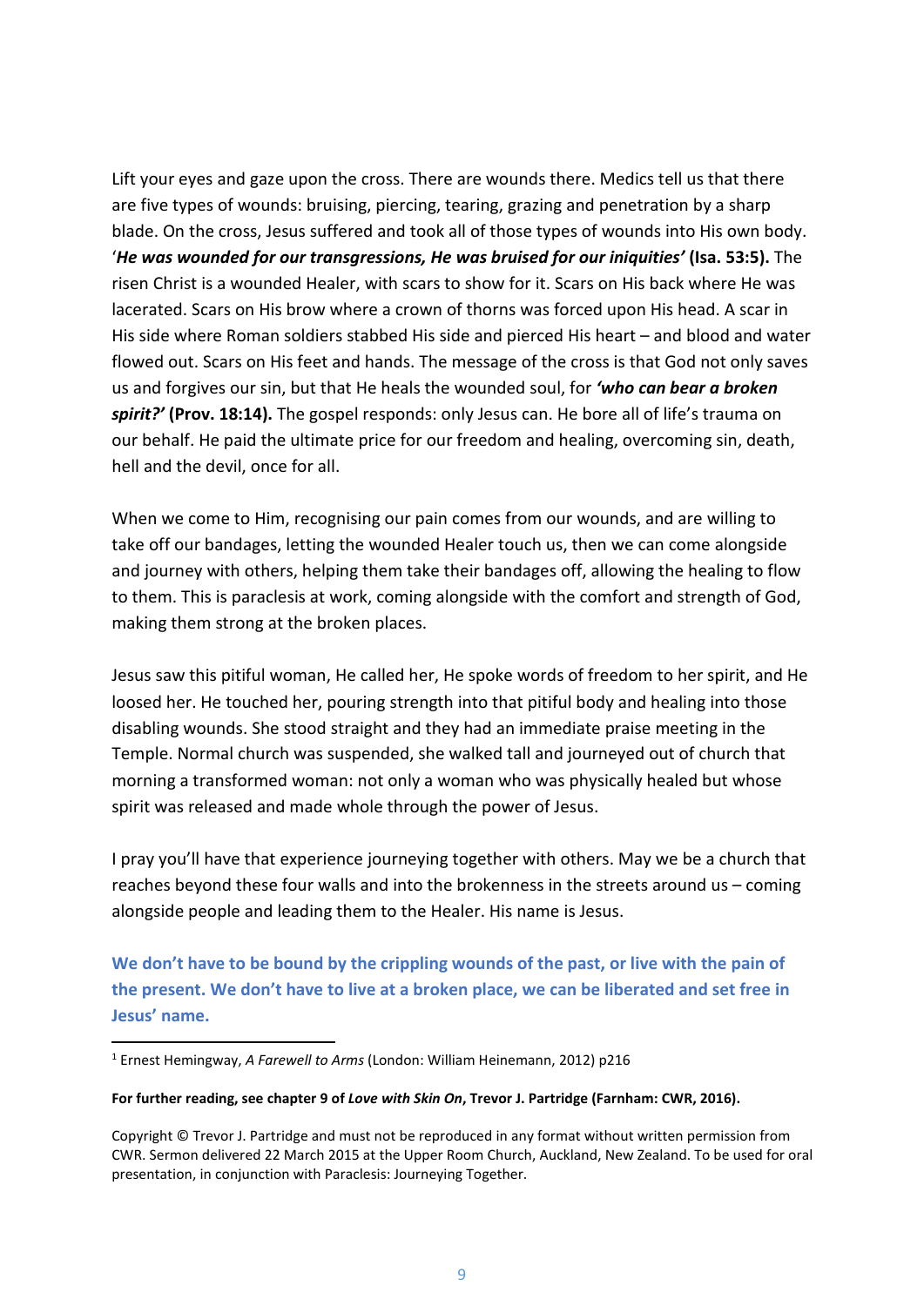Lift your eyes and gaze upon the cross. There are wounds there. Medics tell us that there are five types of wounds: bruising, piercing, tearing, grazing and penetration by a sharp blade. On the cross, Jesus suffered and took all of those types of wounds into His own body. '***He was wounded for our transgressions, He was bruised for our iniquities'*** **(Isa. 53:5).** The risen Christ is a wounded Healer, with scars to show for it. Scars on His back where He was lacerated. Scars on His brow where a crown of thorns was forced upon His head. A scar in His side where Roman soldiers stabbed His side and pierced His heart – and blood and water flowed out. Scars on His feet and hands. The message of the cross is that God not only saves us and forgives our sin, but that He heals the wounded soul, for ***'who can bear a broken spirit?'*** **(Prov. 18:14).** The gospel responds: only Jesus can. He bore all of life's trauma on our behalf. He paid the ultimate price for our freedom and healing, overcoming sin, death, hell and the devil, once for all.

When we come to Him, recognising our pain comes from our wounds, and are willing to take off our bandages, letting the wounded Healer touch us, then we can come alongside and journey with others, helping them take their bandages off, allowing the healing to flow to them. This is paraclesis at work, coming alongside with the comfort and strength of God, making them strong at the broken places.

Jesus saw this pitiful woman, He called her, He spoke words of freedom to her spirit, and He loosed her. He touched her, pouring strength into that pitiful body and healing into those disabling wounds. She stood straight and they had an immediate praise meeting in the Temple. Normal church was suspended, she walked tall and journeyed out of church that morning a transformed woman: not only a woman who was physically healed but whose spirit was released and made whole through the power of Jesus.

I pray you'll have that experience journeying together with others. May we be a church that reaches beyond these four walls and into the brokenness in the streets around us – coming alongside people and leading them to the Healer. His name is Jesus.

**We don't have to be bound by the crippling wounds of the past, or live with the pain of the present. We don't have to live at a broken place, we can be liberated and set free in Jesus' name.**

---

[1] Ernest Hemingway, *A Farewell to Arms* (London: William Heinemann, 2012) p216

**For further reading, see chapter 9 of *Love with Skin On*, Trevor J. Partridge (Farnham: CWR, 2016).**

Copyright © Trevor J. Partridge and must not be reproduced in any format without written permission from CWR. Sermon delivered 22 March 2015 at the Upper Room Church, Auckland, New Zealand. To be used for oral presentation, in conjunction with Paraclesis: Journeying Together.